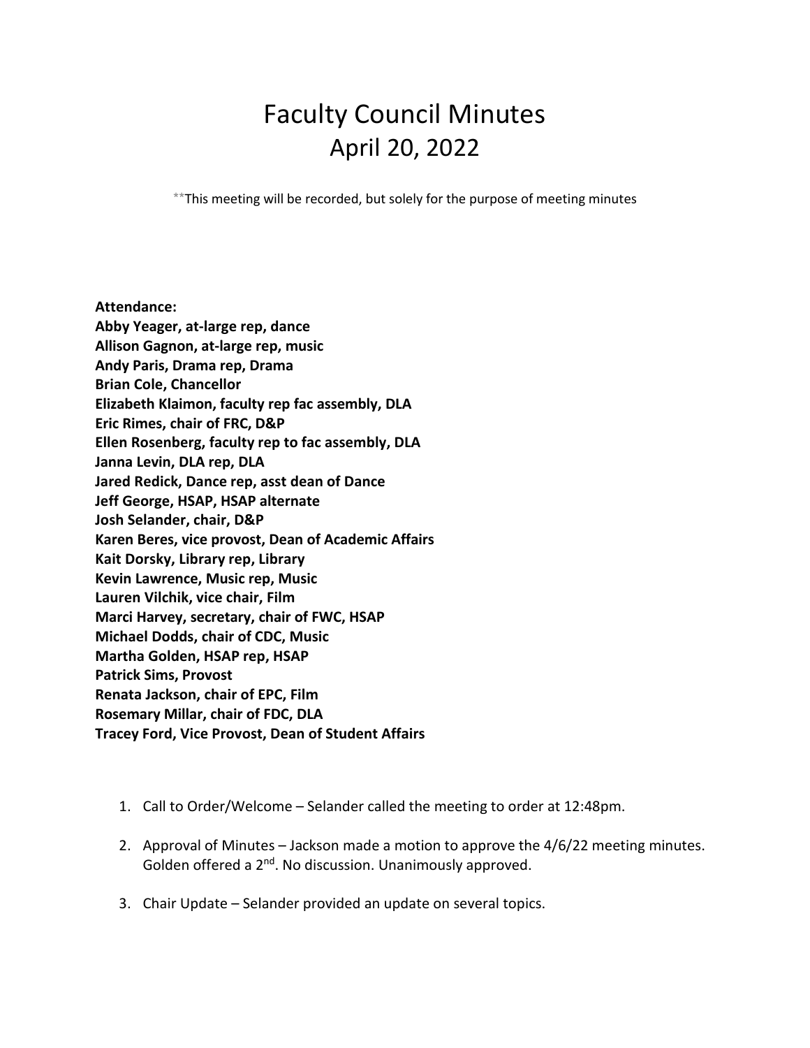# Faculty Council Minutes
## April 20, 2022

\*\*This meeting will be recorded, but solely for the purpose of meeting minutes

**Attendance:**
**Abby Yeager, at-large rep, dance**
**Allison Gagnon, at-large rep, music**
**Andy Paris, Drama rep, Drama**
**Brian Cole, Chancellor**
**Elizabeth Klaimon, faculty rep fac assembly, DLA**
**Eric Rimes, chair of FRC, D&P**
**Ellen Rosenberg, faculty rep to fac assembly, DLA**
**Janna Levin, DLA rep, DLA**
**Jared Redick, Dance rep, asst dean of Dance**
**Jeff George, HSAP, HSAP alternate**
**Josh Selander, chair, D&P**
**Karen Beres, vice provost, Dean of Academic Affairs**
**Kait Dorsky, Library rep, Library**
**Kevin Lawrence, Music rep, Music**
**Lauren Vilchik, vice chair, Film**
**Marci Harvey, secretary, chair of FWC, HSAP**
**Michael Dodds, chair of CDC, Music**
**Martha Golden, HSAP rep, HSAP**
**Patrick Sims, Provost**
**Renata Jackson, chair of EPC, Film**
**Rosemary Millar, chair of FDC, DLA**
**Tracey Ford, Vice Provost, Dean of Student Affairs**

1. Call to Order/Welcome – Selander called the meeting to order at 12:48pm.

2. Approval of Minutes – Jackson made a motion to approve the 4/6/22 meeting minutes. Golden offered a 2nd. No discussion. Unanimously approved.

3. Chair Update – Selander provided an update on several topics.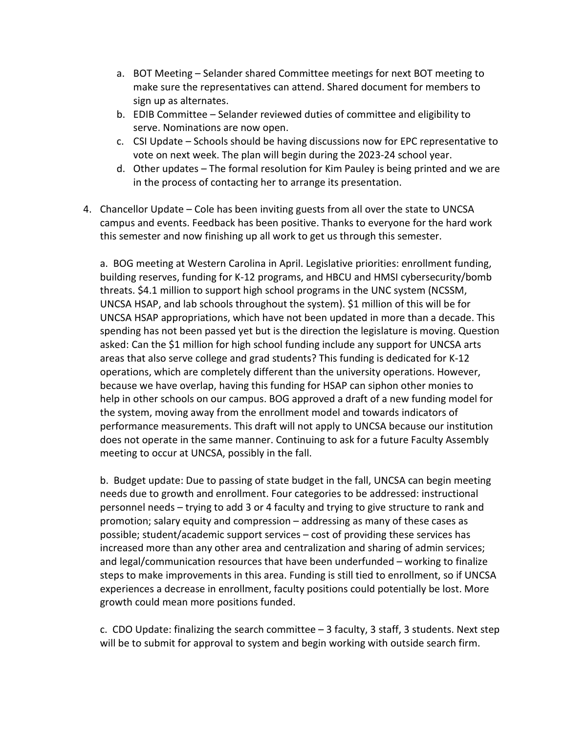a. BOT Meeting – Selander shared Committee meetings for next BOT meeting to make sure the representatives can attend. Shared document for members to sign up as alternates.
   b. EDIB Committee – Selander reviewed duties of committee and eligibility to serve. Nominations are now open.
   c. CSI Update – Schools should be having discussions now for EPC representative to vote on next week. The plan will begin during the 2023-24 school year.
   d. Other updates – The formal resolution for Kim Pauley is being printed and we are in the process of contacting her to arrange its presentation.

4. Chancellor Update – Cole has been inviting guests from all over the state to UNCSA campus and events. Feedback has been positive. Thanks to everyone for the hard work this semester and now finishing up all work to get us through this semester.

   a. BOG meeting at Western Carolina in April. Legislative priorities: enrollment funding, building reserves, funding for K-12 programs, and HBCU and HMSI cybersecurity/bomb threats. $4.1 million to support high school programs in the UNC system (NCSSM, UNCSA HSAP, and lab schools throughout the system). $1 million of this will be for UNCSA HSAP appropriations, which have not been updated in more than a decade. This spending has not been passed yet but is the direction the legislature is moving. Question asked: Can the $1 million for high school funding include any support for UNCSA arts areas that also serve college and grad students? This funding is dedicated for K-12 operations, which are completely different than the university operations. However, because we have overlap, having this funding for HSAP can siphon other monies to help in other schools on our campus. BOG approved a draft of a new funding model for the system, moving away from the enrollment model and towards indicators of performance measurements. This draft will not apply to UNCSA because our institution does not operate in the same manner. Continuing to ask for a future Faculty Assembly meeting to occur at UNCSA, possibly in the fall.

   b. Budget update: Due to passing of state budget in the fall, UNCSA can begin meeting needs due to growth and enrollment. Four categories to be addressed: instructional personnel needs – trying to add 3 or 4 faculty and trying to give structure to rank and promotion; salary equity and compression – addressing as many of these cases as possible; student/academic support services – cost of providing these services has increased more than any other area and centralization and sharing of admin services; and legal/communication resources that have been underfunded – working to finalize steps to make improvements in this area. Funding is still tied to enrollment, so if UNCSA experiences a decrease in enrollment, faculty positions could potentially be lost. More growth could mean more positions funded.

   c. CDO Update: finalizing the search committee – 3 faculty, 3 staff, 3 students. Next step will be to submit for approval to system and begin working with outside search firm.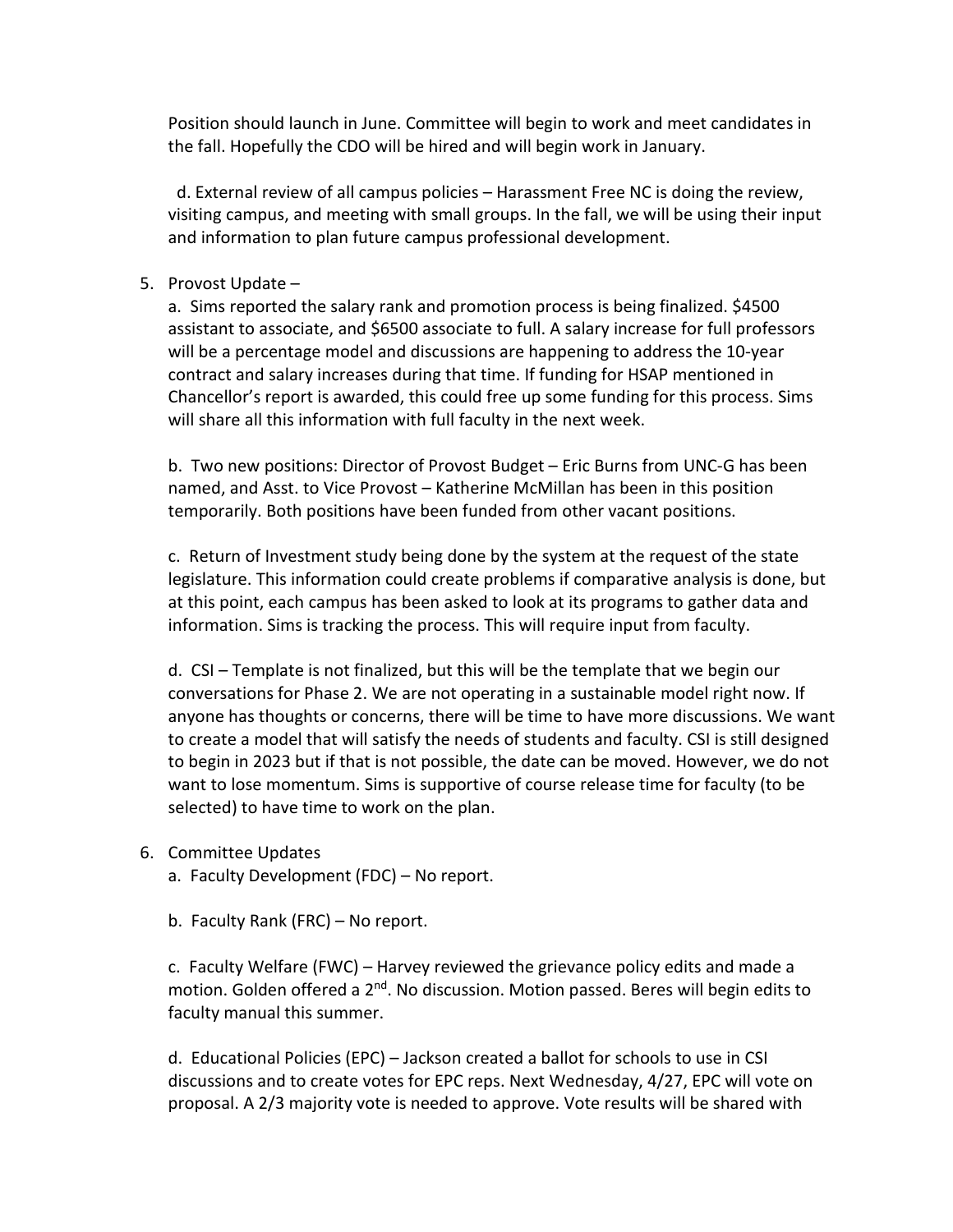Position should launch in June. Committee will begin to work and meet candidates in the fall. Hopefully the CDO will be hired and will begin work in January.

d. External review of all campus policies – Harassment Free NC is doing the review, visiting campus, and meeting with small groups. In the fall, we will be using their input and information to plan future campus professional development.

5. Provost Update –

   a. Sims reported the salary rank and promotion process is being finalized. $4500 assistant to associate, and $6500 associate to full. A salary increase for full professors will be a percentage model and discussions are happening to address the 10-year contract and salary increases during that time. If funding for HSAP mentioned in Chancellor's report is awarded, this could free up some funding for this process. Sims will share all this information with full faculty in the next week.

   b. Two new positions: Director of Provost Budget – Eric Burns from UNC-G has been named, and Asst. to Vice Provost – Katherine McMillan has been in this position temporarily. Both positions have been funded from other vacant positions.

   c. Return of Investment study being done by the system at the request of the state legislature. This information could create problems if comparative analysis is done, but at this point, each campus has been asked to look at its programs to gather data and information. Sims is tracking the process. This will require input from faculty.

   d. CSI – Template is not finalized, but this will be the template that we begin our conversations for Phase 2. We are not operating in a sustainable model right now. If anyone has thoughts or concerns, there will be time to have more discussions. We want to create a model that will satisfy the needs of students and faculty. CSI is still designed to begin in 2023 but if that is not possible, the date can be moved. However, we do not want to lose momentum. Sims is supportive of course release time for faculty (to be selected) to have time to work on the plan.

6. Committee Updates

   a. Faculty Development (FDC) – No report.

   b. Faculty Rank (FRC) – No report.

   c. Faculty Welfare (FWC) – Harvey reviewed the grievance policy edits and made a motion. Golden offered a 2nd. No discussion. Motion passed. Beres will begin edits to faculty manual this summer.

   d. Educational Policies (EPC) – Jackson created a ballot for schools to use in CSI discussions and to create votes for EPC reps. Next Wednesday, 4/27, EPC will vote on proposal. A 2/3 majority vote is needed to approve. Vote results will be shared with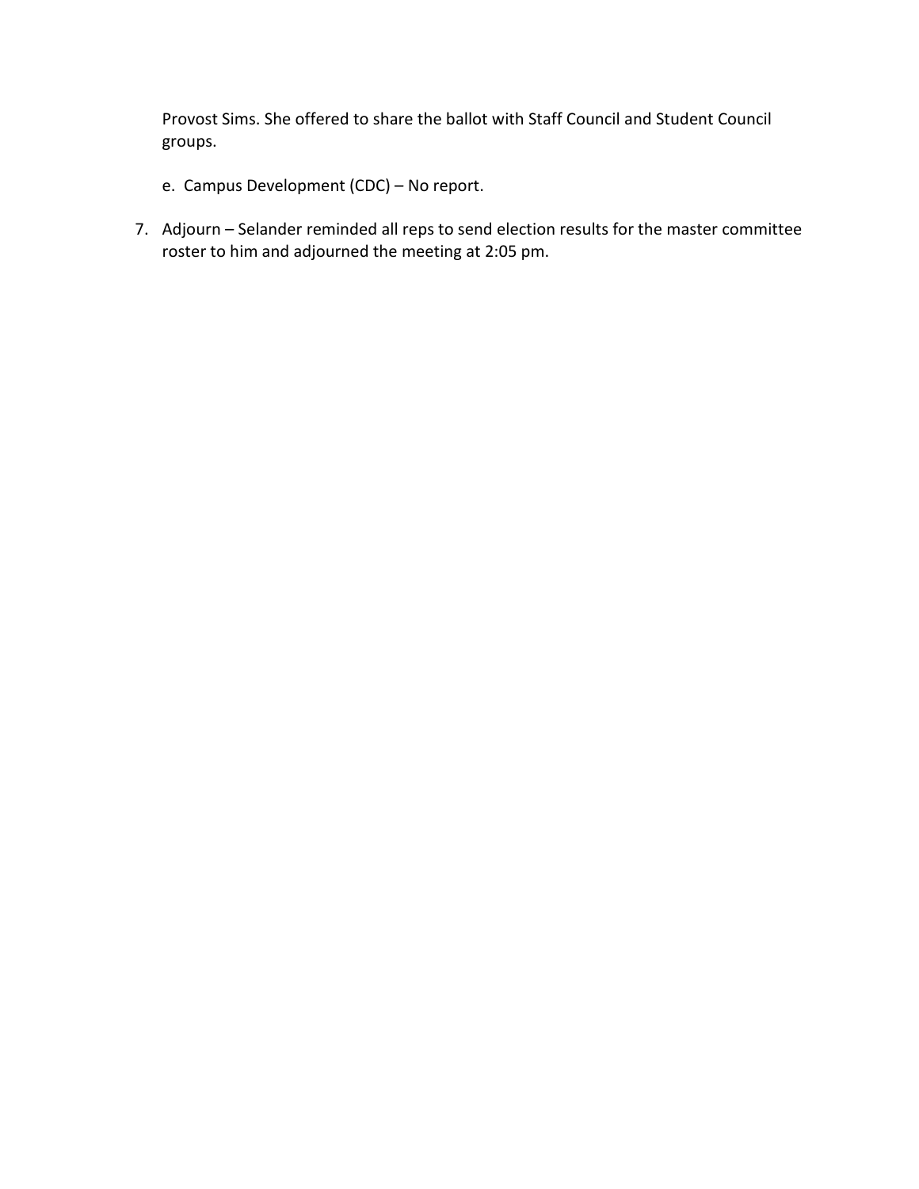Provost Sims. She offered to share the ballot with Staff Council and Student Council groups.

  e. Campus Development (CDC) – No report.

7. Adjourn – Selander reminded all reps to send election results for the master committee roster to him and adjourned the meeting at 2:05 pm.